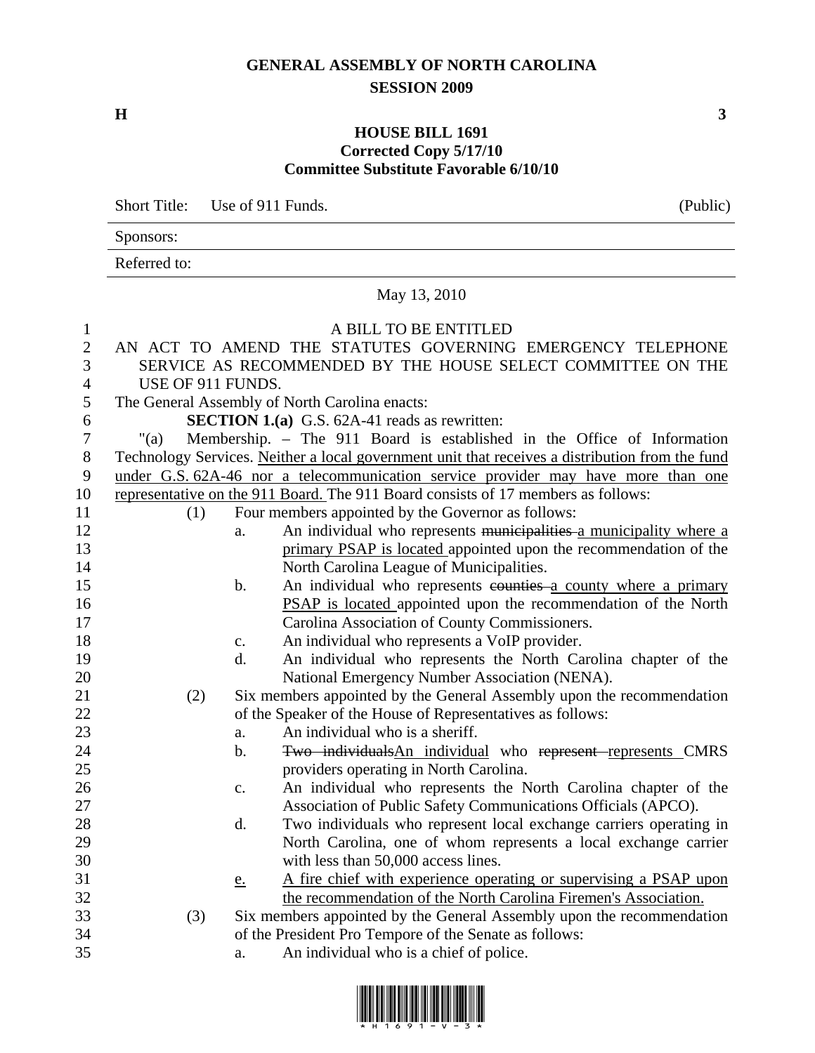# GENERAL ASSEMBLY OF NORTH CAROLINA
## SESSION 2009

**H** **3**

## HOUSE BILL 1691
**Corrected Copy 5/17/10**
**Committee Substitute Favorable 6/10/10**

Short Title: Use of 911 Funds. (Public)

Sponsors:

Referred to:

May 13, 2010

A BILL TO BE ENTITLED

AN ACT TO AMEND THE STATUTES GOVERNING EMERGENCY TELEPHONE SERVICE AS RECOMMENDED BY THE HOUSE SELECT COMMITTEE ON THE USE OF 911 FUNDS.

The General Assembly of North Carolina enacts:

**SECTION 1.(a)** G.S. 62A-41 reads as rewritten:

"(a) Membership. – The 911 Board is established in the Office of Information Technology Services. Neither a local government unit that receives a distribution from the fund under G.S. 62A-46 nor a telecommunication service provider may have more than one representative on the 911 Board. The 911 Board consists of 17 members as follows:

(1) Four members appointed by the Governor as follows:
   a. An individual who represents ~~municipalities~~ a municipality where a primary PSAP is located appointed upon the recommendation of the North Carolina League of Municipalities.
   b. An individual who represents ~~counties~~ a county where a primary PSAP is located appointed upon the recommendation of the North Carolina Association of County Commissioners.
   c. An individual who represents a VoIP provider.
   d. An individual who represents the North Carolina chapter of the National Emergency Number Association (NENA).

(2) Six members appointed by the General Assembly upon the recommendation of the Speaker of the House of Representatives as follows:
   a. An individual who is a sheriff.
   b. ~~Two individuals~~An individual who ~~represent~~ represents CMRS providers operating in North Carolina.
   c. An individual who represents the North Carolina chapter of the Association of Public Safety Communications Officials (APCO).
   d. Two individuals who represent local exchange carriers operating in North Carolina, one of whom represents a local exchange carrier with less than 50,000 access lines.
   e. A fire chief with experience operating or supervising a PSAP upon the recommendation of the North Carolina Firemen's Association.

(3) Six members appointed by the General Assembly upon the recommendation of the President Pro Tempore of the Senate as follows:
   a. An individual who is a chief of police.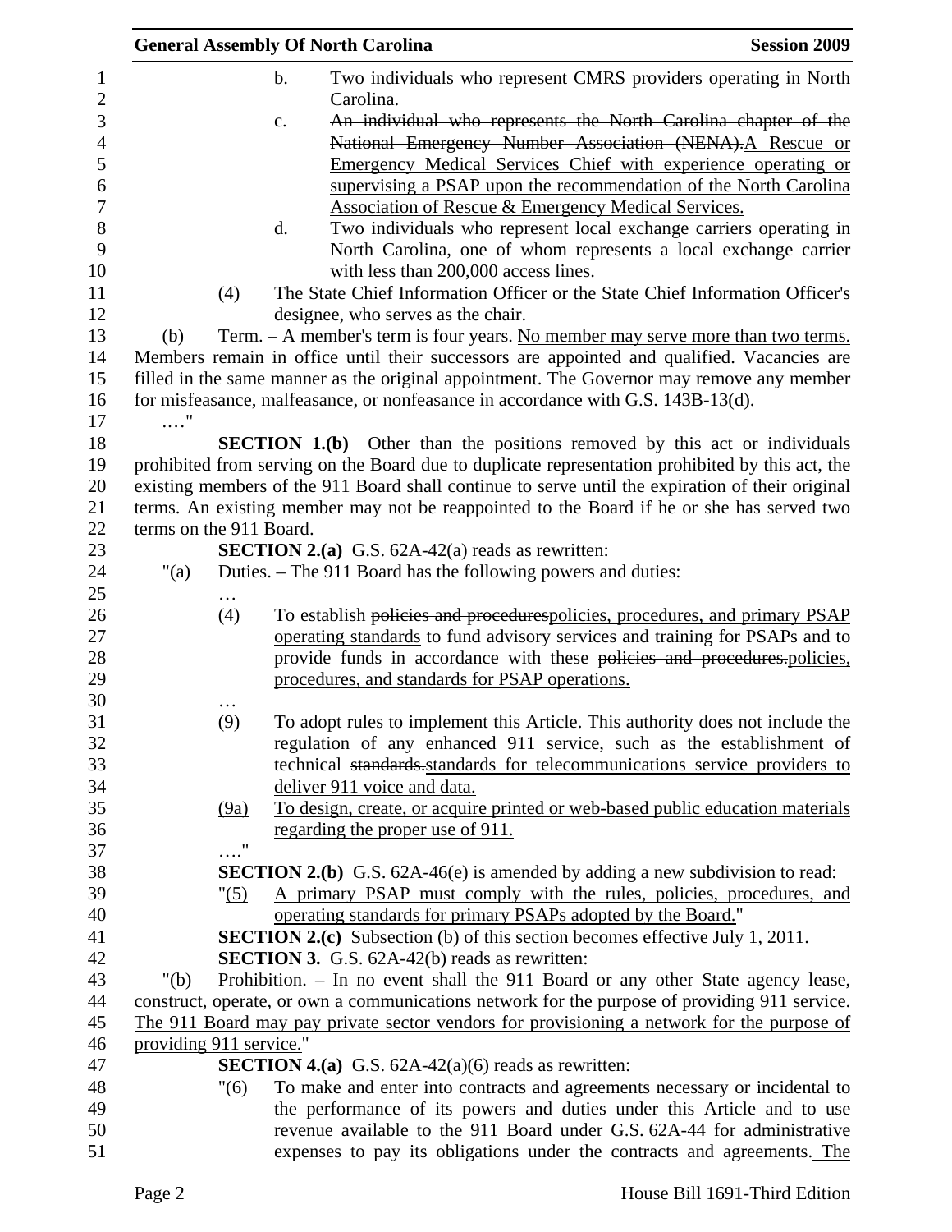b. Two individuals who represent CMRS providers operating in North Carolina.

c. ~~An individual who represents the North Carolina chapter of the National Emergency Number Association (NENA).~~<u>A Rescue or Emergency Medical Services Chief with experience operating or supervising a PSAP upon the recommendation of the North Carolina Association of Rescue & Emergency Medical Services.</u>

d. Two individuals who represent local exchange carriers operating in North Carolina, one of whom represents a local exchange carrier with less than 200,000 access lines.

(4) The State Chief Information Officer or the State Chief Information Officer's designee, who serves as the chair.

(b) Term. – A member's term is four years. <u>No member may serve more than two terms.</u> Members remain in office until their successors are appointed and qualified. Vacancies are filled in the same manner as the original appointment. The Governor may remove any member for misfeasance, malfeasance, or nonfeasance in accordance with G.S. 143B-13(d).

…."

**SECTION 1.(b)** Other than the positions removed by this act or individuals prohibited from serving on the Board due to duplicate representation prohibited by this act, the existing members of the 911 Board shall continue to serve until the expiration of their original terms. An existing member may not be reappointed to the Board if he or she has served two terms on the 911 Board.

**SECTION 2.(a)** G.S. 62A-42(a) reads as rewritten:

"(a) Duties. – The 911 Board has the following powers and duties:

…

(4) To establish ~~policies and procedures~~<u>policies, procedures, and primary PSAP operating standards</u> to fund advisory services and training for PSAPs and to provide funds in accordance with these ~~policies and procedures.~~<u>policies, procedures, and standards for PSAP operations.</u>

…

(9) To adopt rules to implement this Article. This authority does not include the regulation of any enhanced 911 service, such as the establishment of technical ~~standards.~~<u>standards for telecommunications service providers to deliver 911 voice and data.</u>

<u>(9a) To design, create, or acquire printed or web-based public education materials regarding the proper use of 911.</u>

…."

**SECTION 2.(b)** G.S. 62A-46(e) is amended by adding a new subdivision to read:

"<u>(5) A primary PSAP must comply with the rules, policies, procedures, and operating standards for primary PSAPs adopted by the Board.</u>"

**SECTION 2.(c)** Subsection (b) of this section becomes effective July 1, 2011.

**SECTION 3.** G.S. 62A-42(b) reads as rewritten:

"(b) Prohibition. – In no event shall the 911 Board or any other State agency lease, construct, operate, or own a communications network for the purpose of providing 911 service. <u>The 911 Board may pay private sector vendors for provisioning a network for the purpose of providing 911 service.</u>"

**SECTION 4.(a)** G.S. 62A-42(a)(6) reads as rewritten:

"(6) To make and enter into contracts and agreements necessary or incidental to the performance of its powers and duties under this Article and to use revenue available to the 911 Board under G.S. 62A-44 for administrative expenses to pay its obligations under the contracts and agreements.<u> The</u>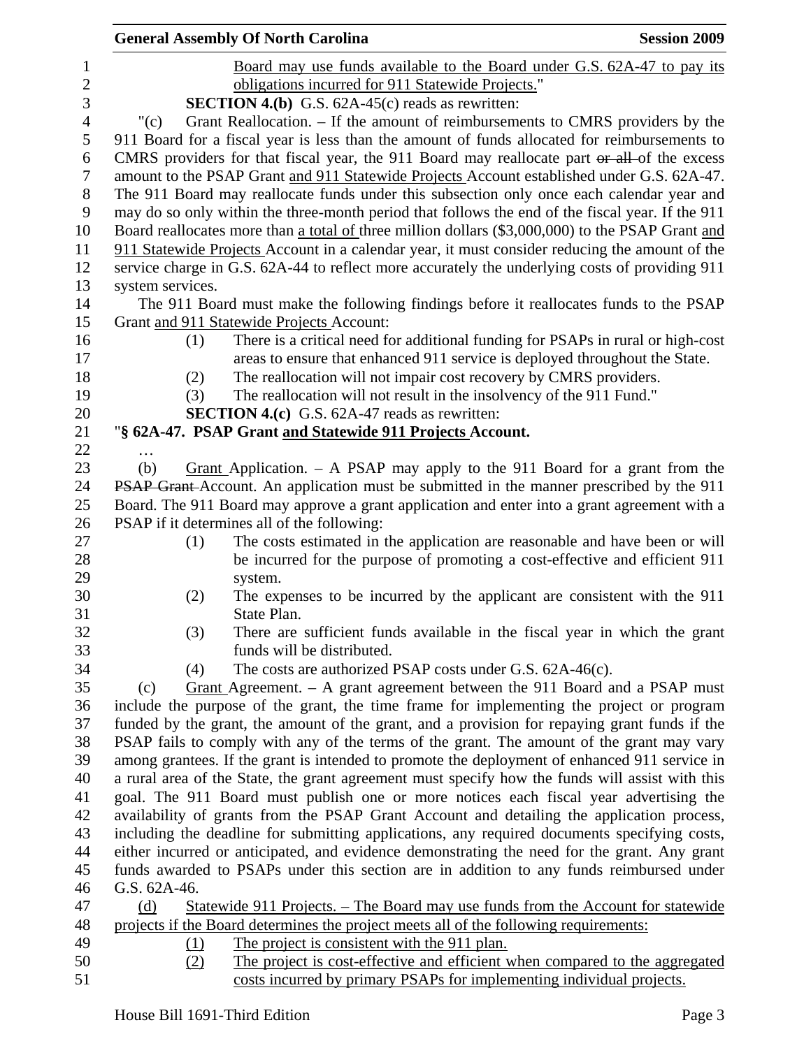Board may use funds available to the Board under G.S. 62A-47 to pay its obligations incurred for 911 Statewide Projects."

**SECTION 4.(b)** G.S. 62A-45(c) reads as rewritten:

"(c) Grant Reallocation. – If the amount of reimbursements to CMRS providers by the 911 Board for a fiscal year is less than the amount of funds allocated for reimbursements to CMRS providers for that fiscal year, the 911 Board may reallocate part ~~or all~~ of the excess amount to the PSAP Grant and 911 Statewide Projects Account established under G.S. 62A-47. The 911 Board may reallocate funds under this subsection only once each calendar year and may do so only within the three-month period that follows the end of the fiscal year. If the 911 Board reallocates more than a total of three million dollars ($3,000,000) to the PSAP Grant and 911 Statewide Projects Account in a calendar year, it must consider reducing the amount of the service charge in G.S. 62A-44 to reflect more accurately the underlying costs of providing 911 system services.

The 911 Board must make the following findings before it reallocates funds to the PSAP Grant and 911 Statewide Projects Account:

(1) There is a critical need for additional funding for PSAPs in rural or high-cost areas to ensure that enhanced 911 service is deployed throughout the State.

(2) The reallocation will not impair cost recovery by CMRS providers.

(3) The reallocation will not result in the insolvency of the 911 Fund."

**SECTION 4.(c)** G.S. 62A-47 reads as rewritten:

"**§ 62A-47. PSAP Grant and Statewide 911 Projects Account.**

…

(b) Grant Application. – A PSAP may apply to the 911 Board for a grant from the ~~PSAP Grant~~ Account. An application must be submitted in the manner prescribed by the 911 Board. The 911 Board may approve a grant application and enter into a grant agreement with a PSAP if it determines all of the following:

(1) The costs estimated in the application are reasonable and have been or will be incurred for the purpose of promoting a cost-effective and efficient 911 system.

(2) The expenses to be incurred by the applicant are consistent with the 911 State Plan.

(3) There are sufficient funds available in the fiscal year in which the grant funds will be distributed.

(4) The costs are authorized PSAP costs under G.S. 62A-46(c).

(c) Grant Agreement. – A grant agreement between the 911 Board and a PSAP must include the purpose of the grant, the time frame for implementing the project or program funded by the grant, the amount of the grant, and a provision for repaying grant funds if the PSAP fails to comply with any of the terms of the grant. The amount of the grant may vary among grantees. If the grant is intended to promote the deployment of enhanced 911 service in a rural area of the State, the grant agreement must specify how the funds will assist with this goal. The 911 Board must publish one or more notices each fiscal year advertising the availability of grants from the PSAP Grant Account and detailing the application process, including the deadline for submitting applications, any required documents specifying costs, either incurred or anticipated, and evidence demonstrating the need for the grant. Any grant funds awarded to PSAPs under this section are in addition to any funds reimbursed under G.S. 62A-46.

(d) Statewide 911 Projects. – The Board may use funds from the Account for statewide projects if the Board determines the project meets all of the following requirements:

(1) The project is consistent with the 911 plan.

(2) The project is cost-effective and efficient when compared to the aggregated costs incurred by primary PSAPs for implementing individual projects.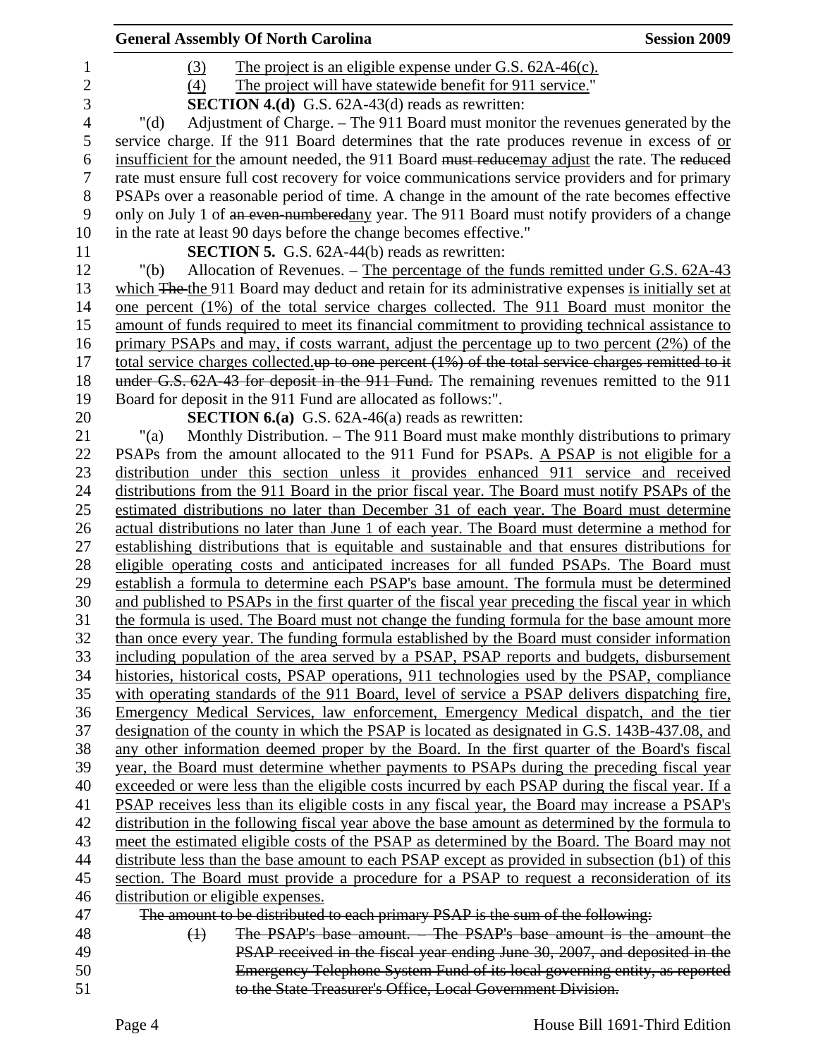(3) The project is an eligible expense under G.S. 62A-46(c).

(4) The project will have statewide benefit for 911 service."

**SECTION 4.(d)** G.S. 62A-43(d) reads as rewritten:

"(d) Adjustment of Charge. – The 911 Board must monitor the revenues generated by the service charge. If the 911 Board determines that the rate produces revenue in excess of or insufficient for the amount needed, the 911 Board ~~must reduce~~may adjust the rate. The ~~reduced~~ rate must ensure full cost recovery for voice communications service providers and for primary PSAPs over a reasonable period of time. A change in the amount of the rate becomes effective only on July 1 of ~~an even-numbered~~any year. The 911 Board must notify providers of a change in the rate at least 90 days before the change becomes effective."

**SECTION 5.** G.S. 62A-44(b) reads as rewritten:

"(b) Allocation of Revenues. – The percentage of the funds remitted under G.S. 62A-43 which ~~The~~ the 911 Board may deduct and retain for its administrative expenses is initially set at one percent (1%) of the total service charges collected. The 911 Board must monitor the amount of funds required to meet its financial commitment to providing technical assistance to primary PSAPs and may, if costs warrant, adjust the percentage up to two percent (2%) of the total service charges collected.~~up to one percent (1%) of the total service charges remitted to it under G.S. 62A-43 for deposit in the 911 Fund.~~ The remaining revenues remitted to the 911 Board for deposit in the 911 Fund are allocated as follows:".

**SECTION 6.(a)** G.S. 62A-46(a) reads as rewritten:

"(a) Monthly Distribution. – The 911 Board must make monthly distributions to primary PSAPs from the amount allocated to the 911 Fund for PSAPs. A PSAP is not eligible for a distribution under this section unless it provides enhanced 911 service and received distributions from the 911 Board in the prior fiscal year. The Board must notify PSAPs of the estimated distributions no later than December 31 of each year. The Board must determine actual distributions no later than June 1 of each year. The Board must determine a method for establishing distributions that is equitable and sustainable and that ensures distributions for eligible operating costs and anticipated increases for all funded PSAPs. The Board must establish a formula to determine each PSAP's base amount. The formula must be determined and published to PSAPs in the first quarter of the fiscal year preceding the fiscal year in which the formula is used. The Board must not change the funding formula for the base amount more than once every year. The funding formula established by the Board must consider information including population of the area served by a PSAP, PSAP reports and budgets, disbursement histories, historical costs, PSAP operations, 911 technologies used by the PSAP, compliance with operating standards of the 911 Board, level of service a PSAP delivers dispatching fire, Emergency Medical Services, law enforcement, Emergency Medical dispatch, and the tier designation of the county in which the PSAP is located as designated in G.S. 143B-437.08, and any other information deemed proper by the Board. In the first quarter of the Board's fiscal year, the Board must determine whether payments to PSAPs during the preceding fiscal year exceeded or were less than the eligible costs incurred by each PSAP during the fiscal year. If a PSAP receives less than its eligible costs in any fiscal year, the Board may increase a PSAP's distribution in the following fiscal year above the base amount as determined by the formula to meet the estimated eligible costs of the PSAP as determined by the Board. The Board may not distribute less than the base amount to each PSAP except as provided in subsection (b1) of this section. The Board must provide a procedure for a PSAP to request a reconsideration of its distribution or eligible expenses.

~~The amount to be distributed to each primary PSAP is the sum of the following:~~

~~(1) The PSAP's base amount. – The PSAP's base amount is the amount the PSAP received in the fiscal year ending June 30, 2007, and deposited in the Emergency Telephone System Fund of its local governing entity, as reported to the State Treasurer's Office, Local Government Division.~~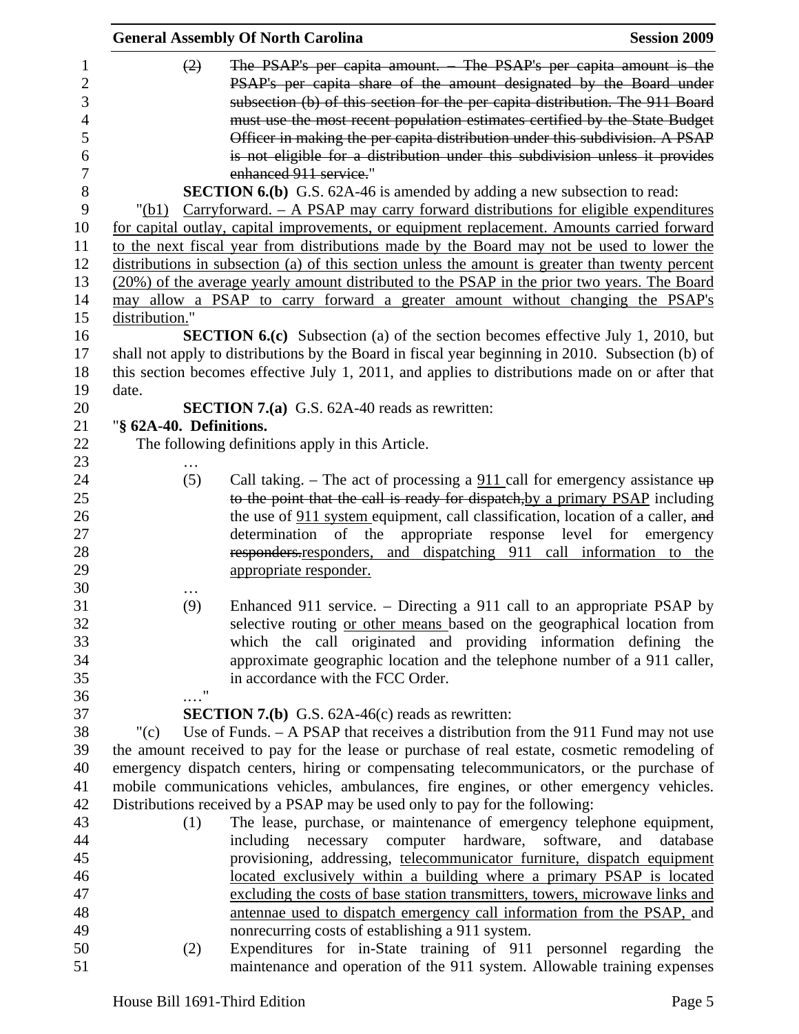(2) ~~The PSAP's per capita amount. – The PSAP's per capita amount is the PSAP's per capita share of the amount designated by the Board under subsection (b) of this section for the per capita distribution. The 911 Board must use the most recent population estimates certified by the State Budget Officer in making the per capita distribution under this subdivision. A PSAP is not eligible for a distribution under this subdivision unless it provides enhanced 911 service.~~"

**SECTION 6.(b)** G.S. 62A-46 is amended by adding a new subsection to read:

"(b1) Carryforward. – A PSAP may carry forward distributions for eligible expenditures for capital outlay, capital improvements, or equipment replacement. Amounts carried forward to the next fiscal year from distributions made by the Board may not be used to lower the distributions in subsection (a) of this section unless the amount is greater than twenty percent (20%) of the average yearly amount distributed to the PSAP in the prior two years. The Board may allow a PSAP to carry forward a greater amount without changing the PSAP's distribution."

**SECTION 6.(c)** Subsection (a) of the section becomes effective July 1, 2010, but shall not apply to distributions by the Board in fiscal year beginning in 2010. Subsection (b) of this section becomes effective July 1, 2011, and applies to distributions made on or after that date.

**SECTION 7.(a)** G.S. 62A-40 reads as rewritten:

"**§ 62A-40. Definitions.**

The following definitions apply in this Article.

…

(5) Call taking. – The act of processing a 911 call for emergency assistance ~~up to the point that the call is ready for dispatch,~~by a primary PSAP including the use of 911 system equipment, call classification, location of a caller, ~~and~~ determination of the appropriate response level for emergency ~~responders.~~responders, and dispatching 911 call information to the appropriate responder.

…

(9) Enhanced 911 service. – Directing a 911 call to an appropriate PSAP by selective routing or other means based on the geographical location from which the call originated and providing information defining the approximate geographic location and the telephone number of a 911 caller, in accordance with the FCC Order.

…."

**SECTION 7.(b)** G.S. 62A-46(c) reads as rewritten:

"(c) Use of Funds. – A PSAP that receives a distribution from the 911 Fund may not use the amount received to pay for the lease or purchase of real estate, cosmetic remodeling of emergency dispatch centers, hiring or compensating telecommunicators, or the purchase of mobile communications vehicles, ambulances, fire engines, or other emergency vehicles. Distributions received by a PSAP may be used only to pay for the following:

(1) The lease, purchase, or maintenance of emergency telephone equipment, including necessary computer hardware, software, and database provisioning, addressing, telecommunicator furniture, dispatch equipment located exclusively within a building where a primary PSAP is located excluding the costs of base station transmitters, towers, microwave links and antennae used to dispatch emergency call information from the PSAP, and nonrecurring costs of establishing a 911 system.

(2) Expenditures for in-State training of 911 personnel regarding the maintenance and operation of the 911 system. Allowable training expenses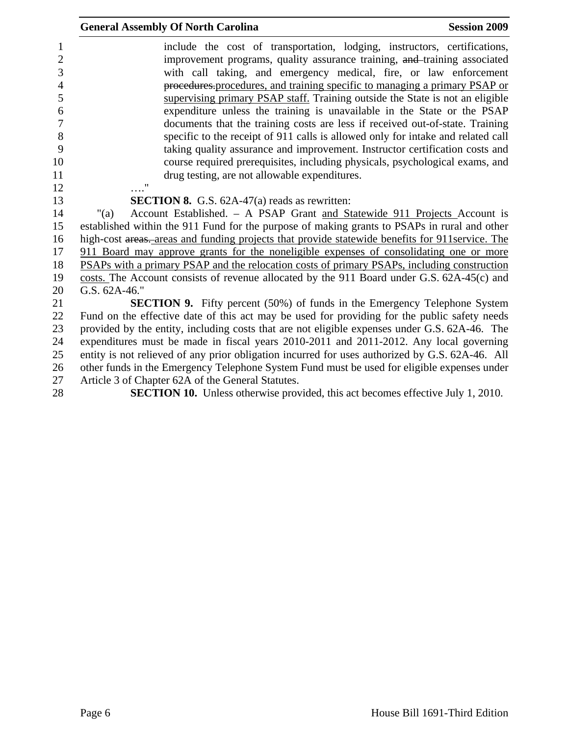include the cost of transportation, lodging, instructors, certifications, improvement programs, quality assurance training, ~~and~~ training associated with call taking, and emergency medical, fire, or law enforcement ~~procedures.~~<u>procedures, and training specific to managing a primary PSAP or supervising primary PSAP staff.</u> Training outside the State is not an eligible expenditure unless the training is unavailable in the State or the PSAP documents that the training costs are less if received out-of-state. Training specific to the receipt of 911 calls is allowed only for intake and related call taking quality assurance and improvement. Instructor certification costs and course required prerequisites, including physicals, psychological exams, and drug testing, are not allowable expenditures.

…."

**SECTION 8.** G.S. 62A-47(a) reads as rewritten:

"(a) Account Established. – A PSAP Grant <u>and Statewide 911 Projects</u> Account is established within the 911 Fund for the purpose of making grants to PSAPs in rural and other high-cost ~~areas.~~ <u>areas and funding projects that provide statewide benefits for 911service. The 911 Board may approve grants for the noneligible expenses of consolidating one or more PSAPs with a primary PSAP and the relocation costs of primary PSAPs, including construction costs.</u> The Account consists of revenue allocated by the 911 Board under G.S. 62A-45(c) and G.S. 62A-46."

**SECTION 9.** Fifty percent (50%) of funds in the Emergency Telephone System Fund on the effective date of this act may be used for providing for the public safety needs provided by the entity, including costs that are not eligible expenses under G.S. 62A-46. The expenditures must be made in fiscal years 2010-2011 and 2011-2012. Any local governing entity is not relieved of any prior obligation incurred for uses authorized by G.S. 62A-46. All other funds in the Emergency Telephone System Fund must be used for eligible expenses under Article 3 of Chapter 62A of the General Statutes.

**SECTION 10.** Unless otherwise provided, this act becomes effective July 1, 2010.